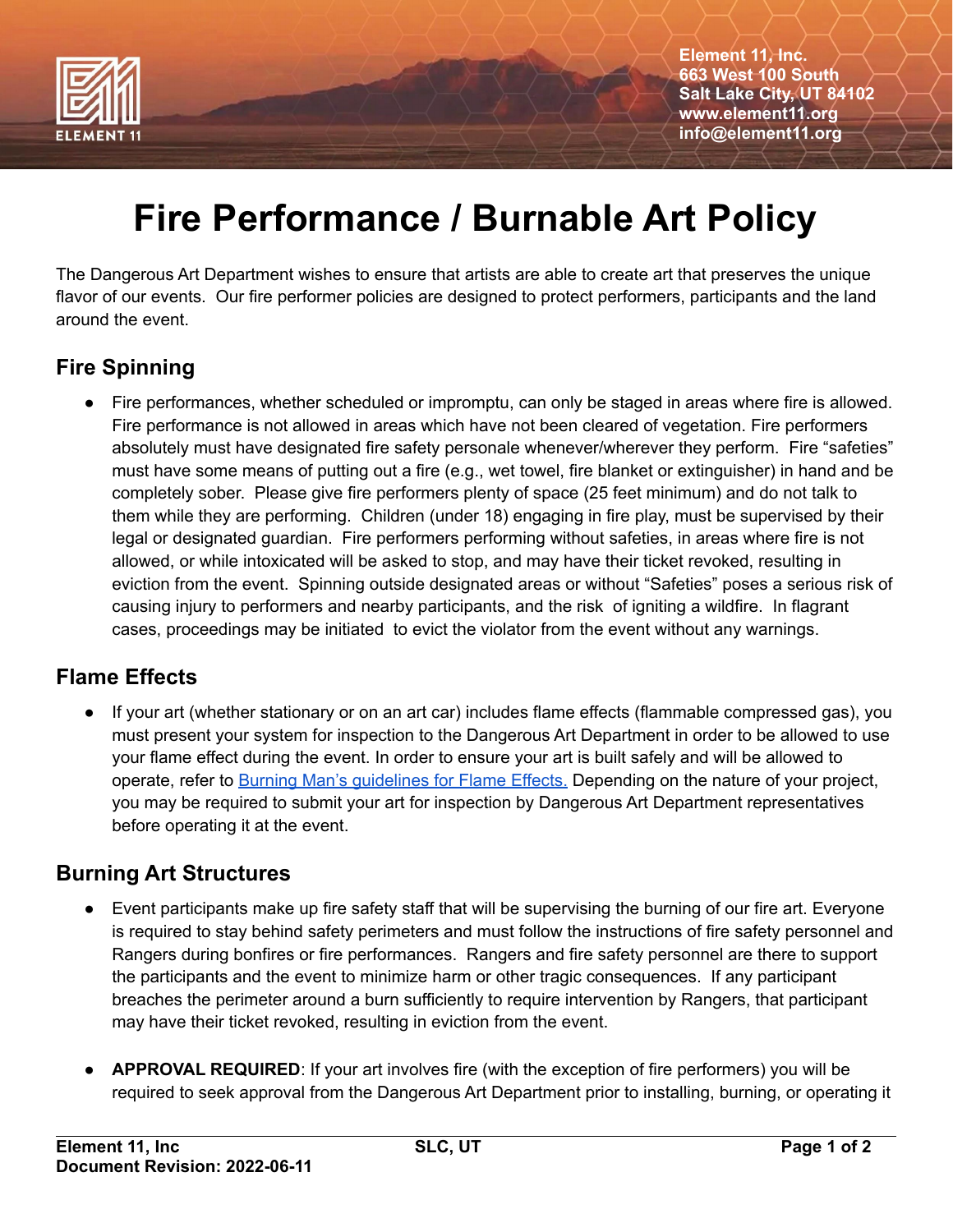Element 11, Inc.
663 West 100 South
Salt Lake City, UT 84102
www.element11.org
info@element11.org

# Fire Performance / Burnable Art Policy

The Dangerous Art Department wishes to ensure that artists are able to create art that preserves the unique flavor of our events. Our fire performer policies are designed to protect performers, participants and the land around the event.

## Fire Spinning

- Fire performances, whether scheduled or impromptu, can only be staged in areas where fire is allowed. Fire performance is not allowed in areas which have not been cleared of vegetation. Fire performers absolutely must have designated fire safety personale whenever/wherever they perform. Fire "safeties" must have some means of putting out a fire (e.g., wet towel, fire blanket or extinguisher) in hand and be completely sober. Please give fire performers plenty of space (25 feet minimum) and do not talk to them while they are performing. Children (under 18) engaging in fire play, must be supervised by their legal or designated guardian. Fire performers performing without safeties, in areas where fire is not allowed, or while intoxicated will be asked to stop, and may have their ticket revoked, resulting in eviction from the event. Spinning outside designated areas or without "Safeties" poses a serious risk of causing injury to performers and nearby participants, and the risk of igniting a wildfire. In flagrant cases, proceedings may be initiated to evict the violator from the event without any warnings.

## Flame Effects

- If your art (whether stationary or on an art car) includes flame effects (flammable compressed gas), you must present your system for inspection to the Dangerous Art Department in order to be allowed to use your flame effect during the event. In order to ensure your art is built safely and will be allowed to operate, refer to [Burning Man's guidelines for Flame Effects.]() Depending on the nature of your project, you may be required to submit your art for inspection by Dangerous Art Department representatives before operating it at the event.

## Burning Art Structures

- Event participants make up fire safety staff that will be supervising the burning of our fire art. Everyone is required to stay behind safety perimeters and must follow the instructions of fire safety personnel and Rangers during bonfires or fire performances. Rangers and fire safety personnel are there to support the participants and the event to minimize harm or other tragic consequences. If any participant breaches the perimeter around a burn sufficiently to require intervention by Rangers, that participant may have their ticket revoked, resulting in eviction from the event.

- **APPROVAL REQUIRED**: If your art involves fire (with the exception of fire performers) you will be required to seek approval from the Dangerous Art Department prior to installing, burning, or operating it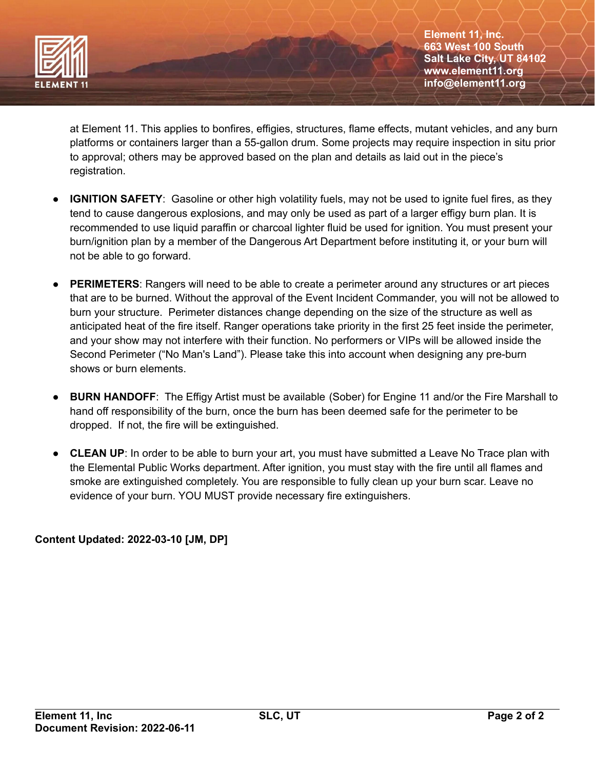at Element 11. This applies to bonfires, effigies, structures, flame effects, mutant vehicles, and any burn platforms or containers larger than a 55-gallon drum. Some projects may require inspection in situ prior to approval; others may be approved based on the plan and details as laid out in the piece's registration.

- **IGNITION SAFETY**: Gasoline or other high volatility fuels, may not be used to ignite fuel fires, as they tend to cause dangerous explosions, and may only be used as part of a larger effigy burn plan. It is recommended to use liquid paraffin or charcoal lighter fluid be used for ignition. You must present your burn/ignition plan by a member of the Dangerous Art Department before instituting it, or your burn will not be able to go forward.

- **PERIMETERS**: Rangers will need to be able to create a perimeter around any structures or art pieces that are to be burned. Without the approval of the Event Incident Commander, you will not be allowed to burn your structure. Perimeter distances change depending on the size of the structure as well as anticipated heat of the fire itself. Ranger operations take priority in the first 25 feet inside the perimeter, and your show may not interfere with their function. No performers or VIPs will be allowed inside the Second Perimeter ("No Man's Land"). Please take this into account when designing any pre-burn shows or burn elements.

- **BURN HANDOFF**: The Effigy Artist must be available (Sober) for Engine 11 and/or the Fire Marshall to hand off responsibility of the burn, once the burn has been deemed safe for the perimeter to be dropped. If not, the fire will be extinguished.

- **CLEAN UP**: In order to be able to burn your art, you must have submitted a Leave No Trace plan with the Elemental Public Works department. After ignition, you must stay with the fire until all flames and smoke are extinguished completely. You are responsible to fully clean up your burn scar. Leave no evidence of your burn. YOU MUST provide necessary fire extinguishers.

**Content Updated: 2022-03-10 [JM, DP]**